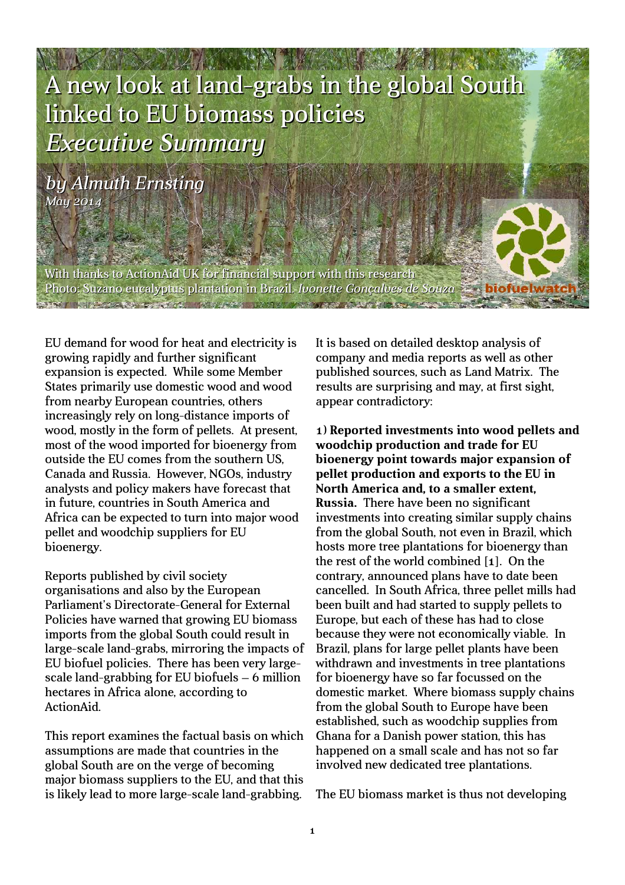# A new look at land-grabs in the global South linked to EU biomass policies

## *Executive Summary*

*by Almuth Ernsting*

*May 2014*

With thanks to ActionAid UK for financial support with this research

Photo: Suzano eucalyptus plantation in Brazil. *Ivonette Gonçalves de Souza*

biofuelwatch

EU demand for wood for heat and electricity is growing rapidly and further significant expansion is expected. While some Member States primarily use domestic wood and wood from nearby European countries, others increasingly rely on long-distance imports of wood, mostly in the form of pellets. At present, most of the wood imported for bioenergy from outside the EU comes from the southern US, Canada and Russia. However, NGOs, industry analysts and policy makers have forecast that in future, countries in South America and Africa can be expected to turn into major wood pellet and woodchip suppliers for EU bioenergy.

Reports published by civil society organisations and also by the European Parliament's Directorate-General for External Policies have warned that growing EU biomass imports from the global South could result in large-scale land-grabs, mirroring the impacts of EU biofuel policies. There has been very large-scale land-grabbing for EU biofuels – 6 million hectares in Africa alone, according to ActionAid.

This report examines the factual basis on which assumptions are made that countries in the global South are on the verge of becoming major biomass suppliers to the EU, and that this is likely lead to more large-scale land-grabbing. It is based on detailed desktop analysis of company and media reports as well as other published sources, such as Land Matrix. The results are surprising and may, at first sight, appear contradictory:

**1) Reported investments into wood pellets and woodchip production and trade for EU bioenergy point towards major expansion of pellet production and exports to the EU in North America and, to a smaller extent, Russia.** There have been no significant investments into creating similar supply chains from the global South, not even in Brazil, which hosts more tree plantations for bioenergy than the rest of the world combined [1]. On the contrary, announced plans have to date been cancelled. In South Africa, three pellet mills had been built and had started to supply pellets to Europe, but each of these has had to close because they were not economically viable. In Brazil, plans for large pellet plants have been withdrawn and investments in tree plantations for bioenergy have so far focussed on the domestic market. Where biomass supply chains from the global South to Europe have been established, such as woodchip supplies from Ghana for a Danish power station, this has happened on a small scale and has not so far involved new dedicated tree plantations.

The EU biomass market is thus not developing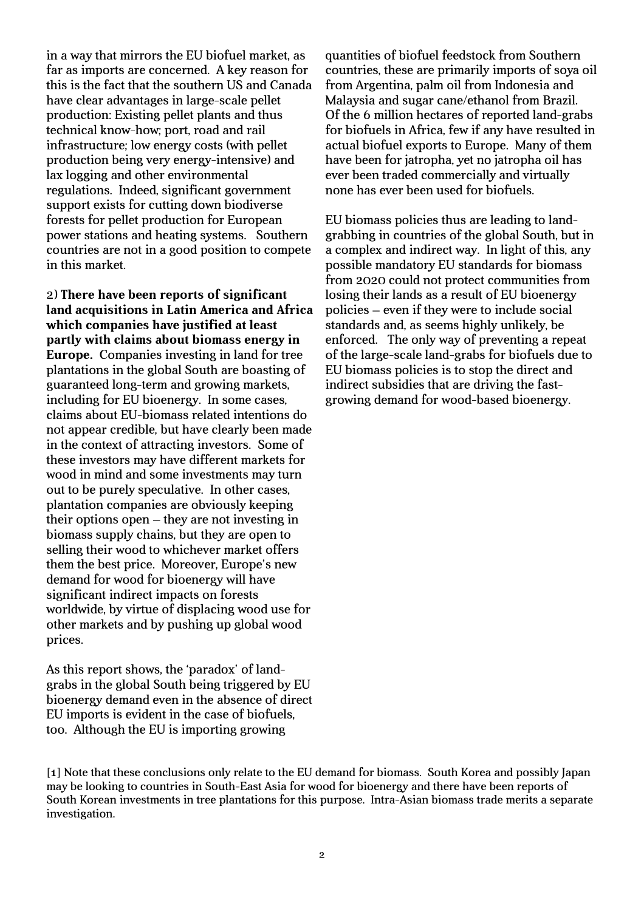in a way that mirrors the EU biofuel market, as far as imports are concerned. A key reason for this is the fact that the southern US and Canada have clear advantages in large-scale pellet production: Existing pellet plants and thus technical know-how; port, road and rail infrastructure; low energy costs (with pellet production being very energy-intensive) and lax logging and other environmental regulations. Indeed, significant government support exists for cutting down biodiverse forests for pellet production for European power stations and heating systems. Southern countries are not in a good position to compete in this market.

2) **There have been reports of significant land acquisitions in Latin America and Africa which companies have justified at least partly with claims about biomass energy in Europe.** Companies investing in land for tree plantations in the global South are boasting of guaranteed long-term and growing markets, including for EU bioenergy. In some cases, claims about EU-biomass related intentions do not appear credible, but have clearly been made in the context of attracting investors. Some of these investors may have different markets for wood in mind and some investments may turn out to be purely speculative. In other cases, plantation companies are obviously keeping their options open – they are not investing in biomass supply chains, but they are open to selling their wood to whichever market offers them the best price. Moreover, Europe's new demand for wood for bioenergy will have significant indirect impacts on forests worldwide, by virtue of displacing wood use for other markets and by pushing up global wood prices.

As this report shows, the 'paradox' of land-grabs in the global South being triggered by EU bioenergy demand even in the absence of direct EU imports is evident in the case of biofuels, too. Although the EU is importing growing quantities of biofuel feedstock from Southern countries, these are primarily imports of soya oil from Argentina, palm oil from Indonesia and Malaysia and sugar cane/ethanol from Brazil. Of the 6 million hectares of reported land-grabs for biofuels in Africa, few if any have resulted in actual biofuel exports to Europe. Many of them have been for jatropha, yet no jatropha oil has ever been traded commercially and virtually none has ever been used for biofuels.

EU biomass policies thus are leading to land-grabbing in countries of the global South, but in a complex and indirect way. In light of this, any possible mandatory EU standards for biomass from 2020 could not protect communities from losing their lands as a result of EU bioenergy policies – even if they were to include social standards and, as seems highly unlikely, be enforced. The only way of preventing a repeat of the large-scale land-grabs for biofuels due to EU biomass policies is to stop the direct and indirect subsidies that are driving the fast-growing demand for wood-based bioenergy.

[1] Note that these conclusions only relate to the EU demand for biomass. South Korea and possibly Japan may be looking to countries in South-East Asia for wood for bioenergy and there have been reports of South Korean investments in tree plantations for this purpose. Intra-Asian biomass trade merits a separate investigation.